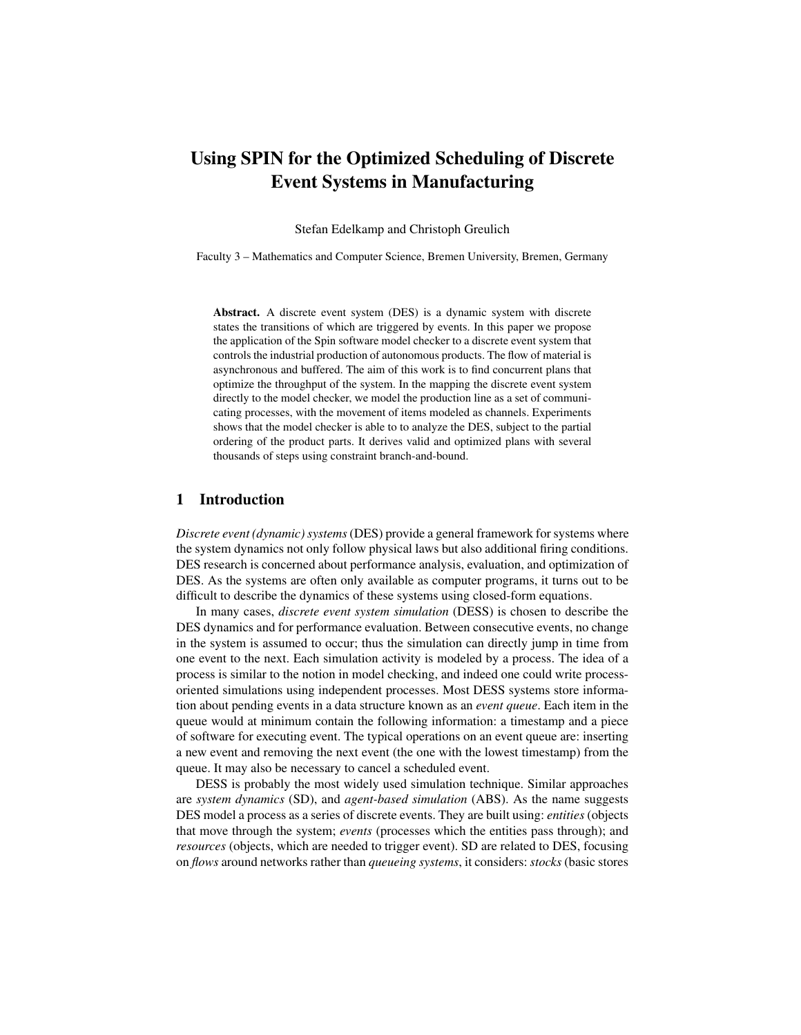# Using SPIN for the Optimized Scheduling of Discrete Event Systems in Manufacturing

Stefan Edelkamp and Christoph Greulich

Faculty 3 – Mathematics and Computer Science, Bremen University, Bremen, Germany

**Abstract.** A discrete event system (DES) is a dynamic system with discrete states the transitions of which are triggered by events. In this paper we propose the application of the Spin software model checker to a discrete event system that controls the industrial production of autonomous products. The flow of material is asynchronous and buffered. The aim of this work is to find concurrent plans that optimize the throughput of the system. In the mapping the discrete event system directly to the model checker, we model the production line as a set of communicating processes, with the movement of items modeled as channels. Experiments shows that the model checker is able to to analyze the DES, subject to the partial ordering of the product parts. It derives valid and optimized plans with several thousands of steps using constraint branch-and-bound.

## 1 Introduction

*Discrete event (dynamic) systems* (DES) provide a general framework for systems where the system dynamics not only follow physical laws but also additional firing conditions. DES research is concerned about performance analysis, evaluation, and optimization of DES. As the systems are often only available as computer programs, it turns out to be difficult to describe the dynamics of these systems using closed-form equations.

In many cases, *discrete event system simulation* (DESS) is chosen to describe the DES dynamics and for performance evaluation. Between consecutive events, no change in the system is assumed to occur; thus the simulation can directly jump in time from one event to the next. Each simulation activity is modeled by a process. The idea of a process is similar to the notion in model checking, and indeed one could write process-oriented simulations using independent processes. Most DESS systems store information about pending events in a data structure known as an *event queue*. Each item in the queue would at minimum contain the following information: a timestamp and a piece of software for executing event. The typical operations on an event queue are: inserting a new event and removing the next event (the one with the lowest timestamp) from the queue. It may also be necessary to cancel a scheduled event.

DESS is probably the most widely used simulation technique. Similar approaches are *system dynamics* (SD), and *agent-based simulation* (ABS). As the name suggests DES model a process as a series of discrete events. They are built using: *entities* (objects that move through the system; *events* (processes which the entities pass through); and *resources* (objects, which are needed to trigger event). SD are related to DES, focusing on *flows* around networks rather than *queueing systems*, it considers: *stocks* (basic stores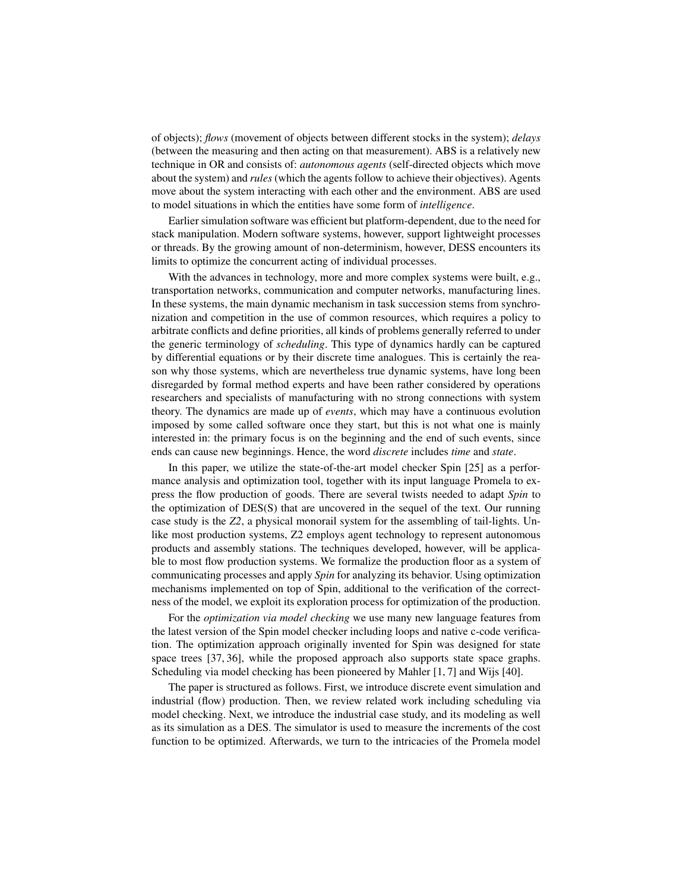of objects); *flows* (movement of objects between different stocks in the system); *delays* (between the measuring and then acting on that measurement). ABS is a relatively new technique in OR and consists of: *autonomous agents* (self-directed objects which move about the system) and *rules* (which the agents follow to achieve their objectives). Agents move about the system interacting with each other and the environment. ABS are used to model situations in which the entities have some form of *intelligence*.

Earlier simulation software was efficient but platform-dependent, due to the need for stack manipulation. Modern software systems, however, support lightweight processes or threads. By the growing amount of non-determinism, however, DESS encounters its limits to optimize the concurrent acting of individual processes.

With the advances in technology, more and more complex systems were built, e.g., transportation networks, communication and computer networks, manufacturing lines. In these systems, the main dynamic mechanism in task succession stems from synchronization and competition in the use of common resources, which requires a policy to arbitrate conflicts and define priorities, all kinds of problems generally referred to under the generic terminology of *scheduling*. This type of dynamics hardly can be captured by differential equations or by their discrete time analogues. This is certainly the reason why those systems, which are nevertheless true dynamic systems, have long been disregarded by formal method experts and have been rather considered by operations researchers and specialists of manufacturing with no strong connections with system theory. The dynamics are made up of *events*, which may have a continuous evolution imposed by some called software once they start, but this is not what one is mainly interested in: the primary focus is on the beginning and the end of such events, since ends can cause new beginnings. Hence, the word *discrete* includes *time* and *state*.

In this paper, we utilize the state-of-the-art model checker Spin [25] as a performance analysis and optimization tool, together with its input language Promela to express the flow production of goods. There are several twists needed to adapt *Spin* to the optimization of DES(S) that are uncovered in the sequel of the text. Our running case study is the *Z2*, a physical monorail system for the assembling of tail-lights. Unlike most production systems, Z2 employs agent technology to represent autonomous products and assembly stations. The techniques developed, however, will be applicable to most flow production systems. We formalize the production floor as a system of communicating processes and apply *Spin* for analyzing its behavior. Using optimization mechanisms implemented on top of Spin, additional to the verification of the correctness of the model, we exploit its exploration process for optimization of the production.

For the *optimization via model checking* we use many new language features from the latest version of the Spin model checker including loops and native c-code verification. The optimization approach originally invented for Spin was designed for state space trees [37, 36], while the proposed approach also supports state space graphs. Scheduling via model checking has been pioneered by Mahler [1, 7] and Wijs [40].

The paper is structured as follows. First, we introduce discrete event simulation and industrial (flow) production. Then, we review related work including scheduling via model checking. Next, we introduce the industrial case study, and its modeling as well as its simulation as a DES. The simulator is used to measure the increments of the cost function to be optimized. Afterwards, we turn to the intricacies of the Promela model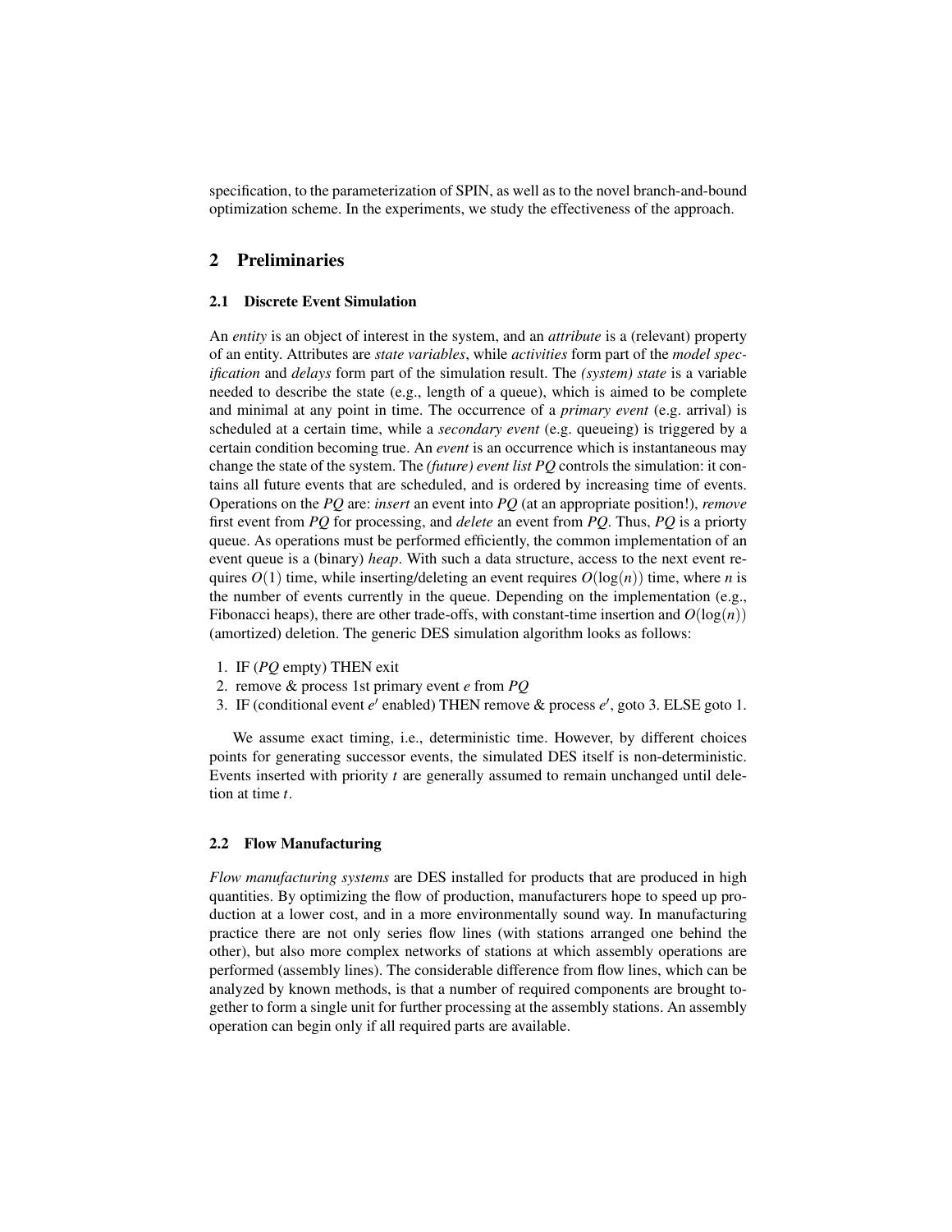specification, to the parameterization of SPIN, as well as to the novel branch-and-bound optimization scheme. In the experiments, we study the effectiveness of the approach.

## 2 Preliminaries

### 2.1 Discrete Event Simulation

An *entity* is an object of interest in the system, and an *attribute* is a (relevant) property of an entity. Attributes are *state variables*, while *activities* form part of the *model specification* and *delays* form part of the simulation result. The *(system) state* is a variable needed to describe the state (e.g., length of a queue), which is aimed to be complete and minimal at any point in time. The occurrence of a *primary event* (e.g. arrival) is scheduled at a certain time, while a *secondary event* (e.g. queueing) is triggered by a certain condition becoming true. An *event* is an occurrence which is instantaneous may change the state of the system. The *(future) event list PQ* controls the simulation: it contains all future events that are scheduled, and is ordered by increasing time of events. Operations on the *PQ* are: *insert* an event into *PQ* (at an appropriate position!), *remove* first event from *PQ* for processing, and *delete* an event from *PQ*. Thus, *PQ* is a priorty queue. As operations must be performed efficiently, the common implementation of an event queue is a (binary) *heap*. With such a data structure, access to the next event requires $O(1)$ time, while inserting/deleting an event requires $O(\log(n))$ time, where $n$ is the number of events currently in the queue. Depending on the implementation (e.g., Fibonacci heaps), there are other trade-offs, with constant-time insertion and $O(\log(n))$ (amortized) deletion. The generic DES simulation algorithm looks as follows:

1. IF (*PQ* empty) THEN exit
2. remove & process 1st primary event $e$ from *PQ*
3. IF (conditional event $e'$ enabled) THEN remove & process $e'$, goto 3. ELSE goto 1.

We assume exact timing, i.e., deterministic time. However, by different choices points for generating successor events, the simulated DES itself is non-deterministic. Events inserted with priority $t$ are generally assumed to remain unchanged until deletion at time $t$.

### 2.2 Flow Manufacturing

*Flow manufacturing systems* are DES installed for products that are produced in high quantities. By optimizing the flow of production, manufacturers hope to speed up production at a lower cost, and in a more environmentally sound way. In manufacturing practice there are not only series flow lines (with stations arranged one behind the other), but also more complex networks of stations at which assembly operations are performed (assembly lines). The considerable difference from flow lines, which can be analyzed by known methods, is that a number of required components are brought together to form a single unit for further processing at the assembly stations. An assembly operation can begin only if all required parts are available.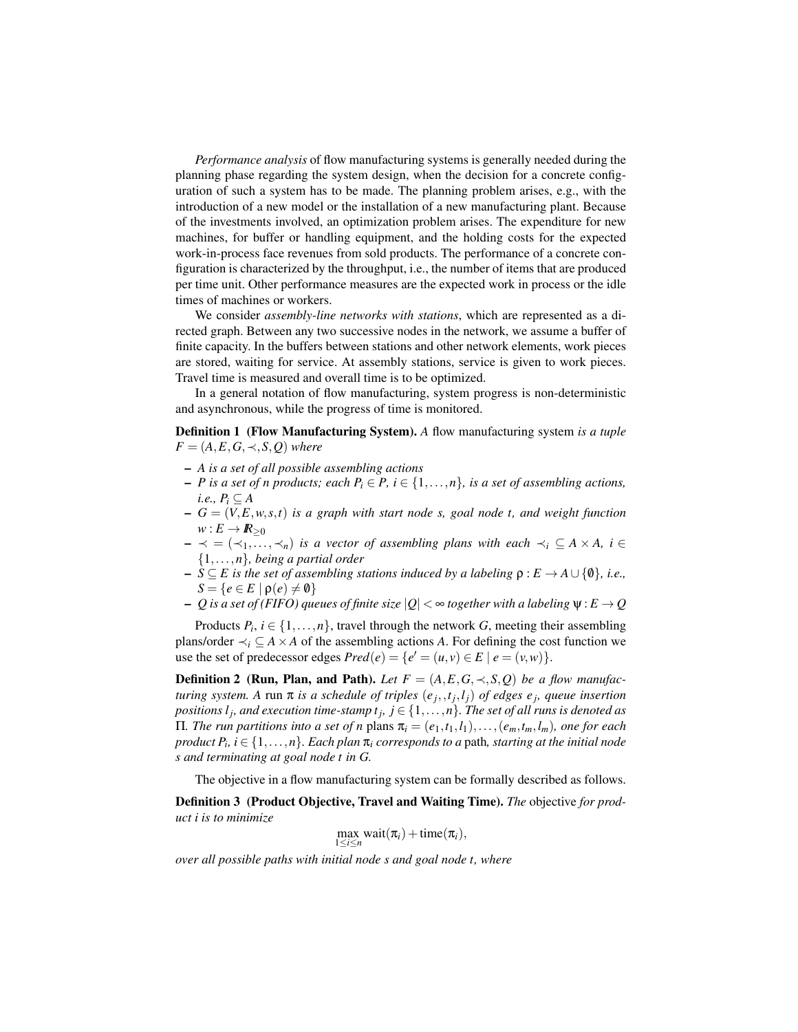*Performance analysis* of flow manufacturing systems is generally needed during the planning phase regarding the system design, when the decision for a concrete configuration of such a system has to be made. The planning problem arises, e.g., with the introduction of a new model or the installation of a new manufacturing plant. Because of the investments involved, an optimization problem arises. The expenditure for new machines, for buffer or handling equipment, and the holding costs for the expected work-in-process face revenues from sold products. The performance of a concrete configuration is characterized by the throughput, i.e., the number of items that are produced per time unit. Other performance measures are the expected work in process or the idle times of machines or workers.

We consider *assembly-line networks with stations*, which are represented as a directed graph. Between any two successive nodes in the network, we assume a buffer of finite capacity. In the buffers between stations and other network elements, work pieces are stored, waiting for service. At assembly stations, service is given to work pieces. Travel time is measured and overall time is to be optimized.

In a general notation of flow manufacturing, system progress is non-deterministic and asynchronous, while the progress of time is monitored.

**Definition 1 (Flow Manufacturing System).** *A* flow manufacturing system *is a tuple $F = (A, E, G, \prec, S, Q)$ where*

- *$A$ is a set of all possible assembling actions*
- *$P$ is a set of $n$ products; each $P_i \in P$, $i \in \{1, \ldots, n\}$, is a set of assembling actions, i.e., $P_i \subseteq A$*
- *$G = (V, E, w, s, t)$ is a graph with start node $s$, goal node $t$, and weight function $w : E \to \mathbb{R}_{\geq 0}$*
- *$\prec = (\prec_1, \ldots, \prec_n)$ is a vector of assembling plans with each $\prec_i \subseteq A \times A$, $i \in \{1, \ldots, n\}$, being a partial order*
- *$S \subseteq E$ is the set of assembling stations induced by a labeling $\rho : E \to A \cup \{\emptyset\}$, i.e., $S = \{e \in E \mid \rho(e) \neq \emptyset\}$*
- *$Q$ is a set of (FIFO) queues of finite size $|Q| < \infty$ together with a labeling $\psi : E \to Q$*

Products $P_i$, $i \in \{1, \ldots, n\}$, travel through the network $G$, meeting their assembling plans/order $\prec_i \subseteq A \times A$ of the assembling actions $A$. For defining the cost function we use the set of predecessor edges $Pred(e) = \{e' = (u, v) \in E \mid e = (v, w)\}$.

**Definition 2 (Run, Plan, and Path).** *Let $F = (A, E, G, \prec, S, Q)$ be a flow manufacturing system. A* run *$\pi$ is a schedule of triples $(e_j, t_j, l_j)$ of edges $e_j$, queue insertion positions $l_j$, and execution time-stamp $t_j$, $j \in \{1, \ldots, n\}$. The set of all runs is denoted as $\Pi$. The run partitions into a set of $n$* plans *$\pi_i = (e_1, t_1, l_1), \ldots, (e_m, t_m, l_m)$, one for each product $P_i$, $i \in \{1, \ldots, n\}$. Each plan $\pi_i$ corresponds to a* path*, starting at the initial node $s$ and terminating at goal node $t$ in $G$.*

The objective in a flow manufacturing system can be formally described as follows.

**Definition 3 (Product Objective, Travel and Waiting Time).** *The* objective *for product $i$ is to minimize*

$$\max_{1 \leq i \leq n} \text{wait}(\pi_i) + \text{time}(\pi_i),$$

*over all possible paths with initial node $s$ and goal node $t$, where*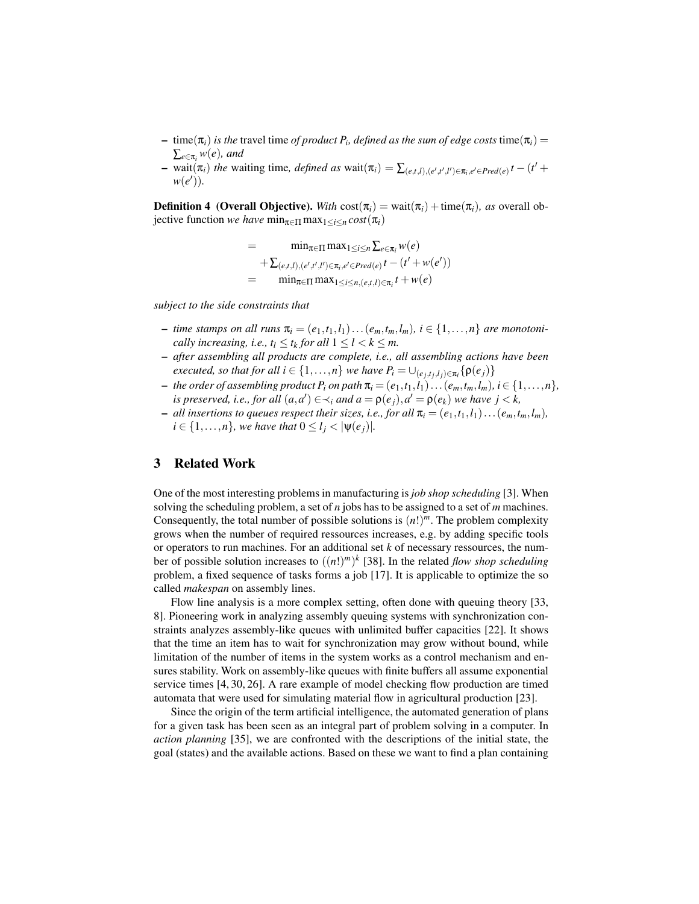- $\text{time}(\pi_i)$ *is the* travel time *of product $P_i$, defined as the sum of edge costs* $\text{time}(\pi_i) = \sum_{e \in \pi_i} w(e)$*, and*
- $\text{wait}(\pi_i)$ *the* waiting time*, defined as* $\text{wait}(\pi_i) = \sum_{(e,t,l),(e',t',l') \in \pi_i, e' \in Pred(e)} t - (t' + w(e'))$.

**Definition 4 (Overall Objective).** *With* $\text{cost}(\pi_i) = \text{wait}(\pi_i) + \text{time}(\pi_i)$*, as* overall objective function *we have* $\min_{\pi \in \Pi} \max_{1 \le i \le n} cost(\pi_i)$

$$
\begin{aligned}
= & \quad \min_{\pi \in \Pi} \max_{1 \le i \le n} \sum_{e \in \pi_i} w(e) \\
& + \sum_{(e,t,l),(e',t',l') \in \pi_i, e' \in Pred(e)} t - (t' + w(e')) \\
= & \quad \min_{\pi \in \Pi} \max_{1 \le i \le n, (e,t,l) \in \pi_i} t + w(e)
\end{aligned}
$$

*subject to the side constraints that*

- *time stamps on all runs $\pi_i = (e_1, t_1, l_1) \ldots (e_m, t_m, l_m)$, $i \in \{1, \ldots, n\}$ are monotonically increasing, i.e., $t_l \le t_k$ for all $1 \le l < k \le m$.*
- *after assembling all products are complete, i.e., all assembling actions have been executed, so that for all $i \in \{1, \ldots, n\}$ we have $P_i = \cup_{(e_j, t_j, l_j) \in \pi_i} \{\rho(e_j)\}$*
- *the order of assembling product $P_i$ on path $\pi_i = (e_1, t_1, l_1) \ldots (e_m, t_m, l_m)$, $i \in \{1, \ldots, n\}$, is preserved, i.e., for all $(a, a') \in \prec_i$ and $a = \rho(e_j), a' = \rho(e_k)$ we have $j < k$,*
- *all insertions to queues respect their sizes, i.e., for all $\pi_i = (e_1, t_1, l_1) \ldots (e_m, t_m, l_m)$, $i \in \{1, \ldots, n\}$, we have that $0 \le l_j < |\psi(e_j)|$.*

## 3 Related Work

One of the most interesting problems in manufacturing is *job shop scheduling* [3]. When solving the scheduling problem, a set of $n$ jobs has to be assigned to a set of $m$ machines. Consequently, the total number of possible solutions is $(n!)^m$. The problem complexity grows when the number of required ressources increases, e.g. by adding specific tools or operators to run machines. For an additional set $k$ of necessary ressources, the number of possible solution increases to $((n!)^m)^k$ [38]. In the related *flow shop scheduling* problem, a fixed sequence of tasks forms a job [17]. It is applicable to optimize the so called *makespan* on assembly lines.

Flow line analysis is a more complex setting, often done with queuing theory [33, 8]. Pioneering work in analyzing assembly queuing systems with synchronization constraints analyzes assembly-like queues with unlimited buffer capacities [22]. It shows that the time an item has to wait for synchronization may grow without bound, while limitation of the number of items in the system works as a control mechanism and ensures stability. Work on assembly-like queues with finite buffers all assume exponential service times [4, 30, 26]. A rare example of model checking flow production are timed automata that were used for simulating material flow in agricultural production [23].

Since the origin of the term artificial intelligence, the automated generation of plans for a given task has been seen as an integral part of problem solving in a computer. In *action planning* [35], we are confronted with the descriptions of the initial state, the goal (states) and the available actions. Based on these we want to find a plan containing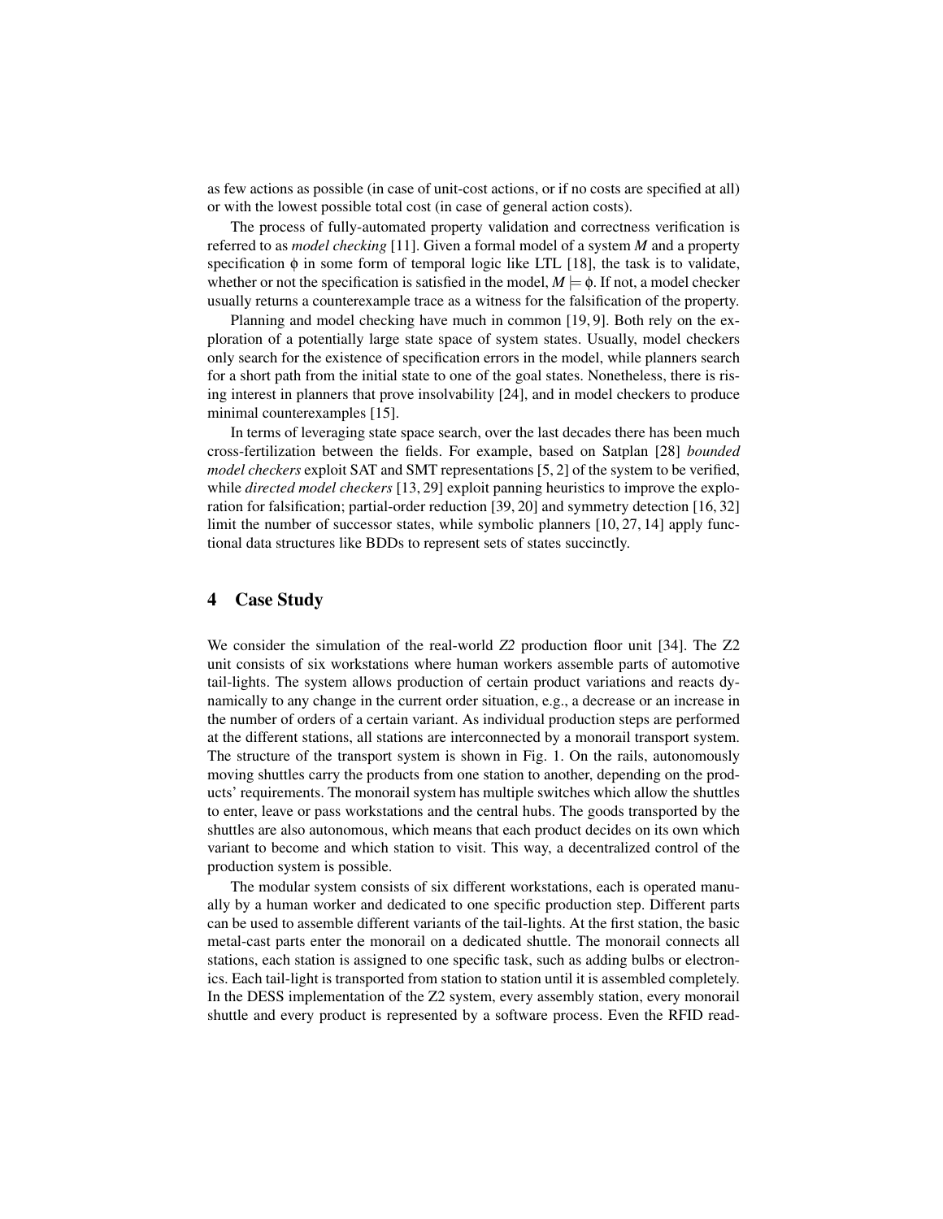as few actions as possible (in case of unit-cost actions, or if no costs are specified at all) or with the lowest possible total cost (in case of general action costs).

The process of fully-automated property validation and correctness verification is referred to as *model checking* [11]. Given a formal model of a system $M$ and a property specification $\phi$ in some form of temporal logic like LTL [18], the task is to validate, whether or not the specification is satisfied in the model, $M \models \phi$. If not, a model checker usually returns a counterexample trace as a witness for the falsification of the property.

Planning and model checking have much in common [19, 9]. Both rely on the exploration of a potentially large state space of system states. Usually, model checkers only search for the existence of specification errors in the model, while planners search for a short path from the initial state to one of the goal states. Nonetheless, there is rising interest in planners that prove insolvability [24], and in model checkers to produce minimal counterexamples [15].

In terms of leveraging state space search, over the last decades there has been much cross-fertilization between the fields. For example, based on Satplan [28] *bounded model checkers* exploit SAT and SMT representations [5, 2] of the system to be verified, while *directed model checkers* [13, 29] exploit panning heuristics to improve the exploration for falsification; partial-order reduction [39, 20] and symmetry detection [16, 32] limit the number of successor states, while symbolic planners [10, 27, 14] apply functional data structures like BDDs to represent sets of states succinctly.

## 4 Case Study

We consider the simulation of the real-world *Z2* production floor unit [34]. The Z2 unit consists of six workstations where human workers assemble parts of automotive tail-lights. The system allows production of certain product variations and reacts dynamically to any change in the current order situation, e.g., a decrease or an increase in the number of orders of a certain variant. As individual production steps are performed at the different stations, all stations are interconnected by a monorail transport system. The structure of the transport system is shown in Fig. 1. On the rails, autonomously moving shuttles carry the products from one station to another, depending on the products' requirements. The monorail system has multiple switches which allow the shuttles to enter, leave or pass workstations and the central hubs. The goods transported by the shuttles are also autonomous, which means that each product decides on its own which variant to become and which station to visit. This way, a decentralized control of the production system is possible.

The modular system consists of six different workstations, each is operated manually by a human worker and dedicated to one specific production step. Different parts can be used to assemble different variants of the tail-lights. At the first station, the basic metal-cast parts enter the monorail on a dedicated shuttle. The monorail connects all stations, each station is assigned to one specific task, such as adding bulbs or electronics. Each tail-light is transported from station to station until it is assembled completely. In the DESS implementation of the Z2 system, every assembly station, every monorail shuttle and every product is represented by a software process. Even the RFID read-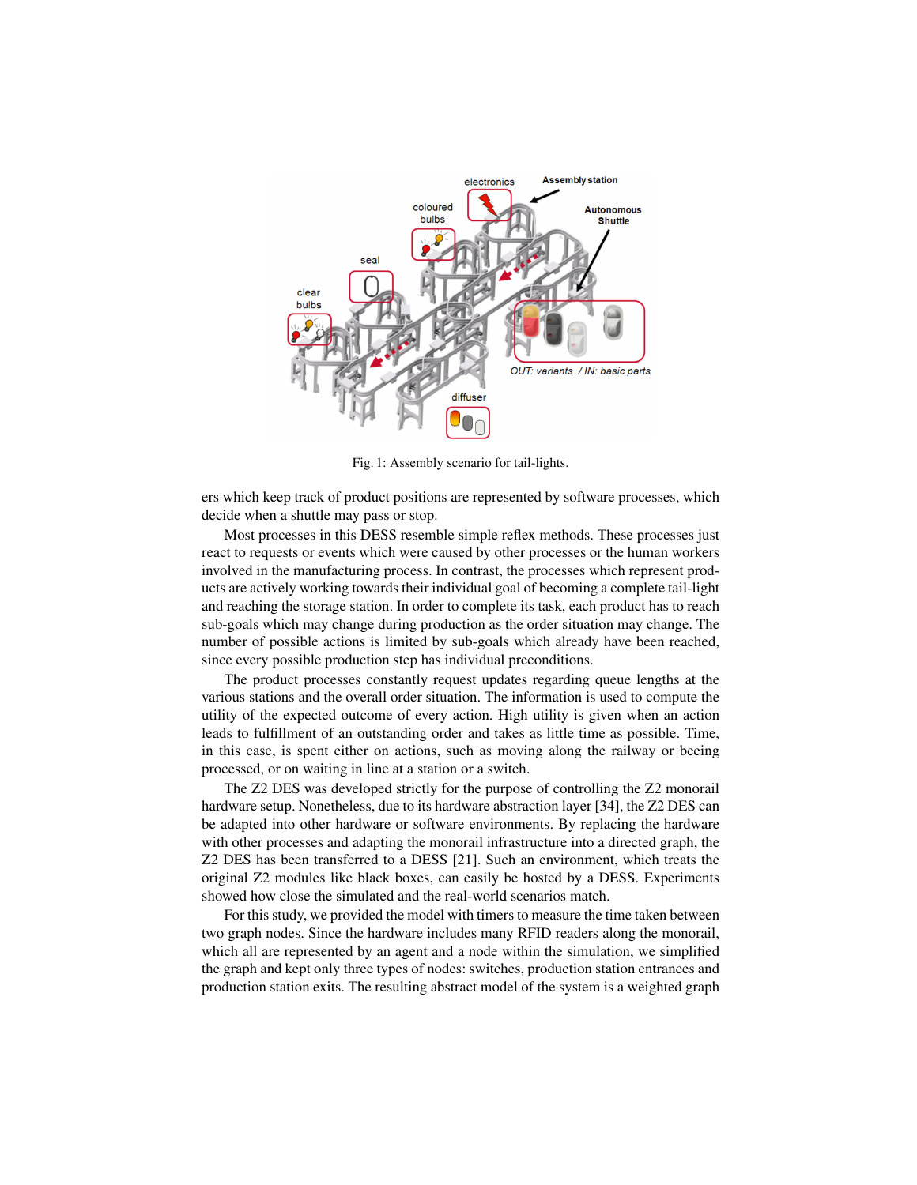Fig. 1: Assembly scenario for tail-lights.

ers which keep track of product positions are represented by software processes, which decide when a shuttle may pass or stop.

Most processes in this DESS resemble simple reflex methods. These processes just react to requests or events which were caused by other processes or the human workers involved in the manufacturing process. In contrast, the processes which represent products are actively working towards their individual goal of becoming a complete tail-light and reaching the storage station. In order to complete its task, each product has to reach sub-goals which may change during production as the order situation may change. The number of possible actions is limited by sub-goals which already have been reached, since every possible production step has individual preconditions.

The product processes constantly request updates regarding queue lengths at the various stations and the overall order situation. The information is used to compute the utility of the expected outcome of every action. High utility is given when an action leads to fulfillment of an outstanding order and takes as little time as possible. Time, in this case, is spent either on actions, such as moving along the railway or beeing processed, or on waiting in line at a station or a switch.

The Z2 DES was developed strictly for the purpose of controlling the Z2 monorail hardware setup. Nonetheless, due to its hardware abstraction layer [34], the Z2 DES can be adapted into other hardware or software environments. By replacing the hardware with other processes and adapting the monorail infrastructure into a directed graph, the Z2 DES has been transferred to a DESS [21]. Such an environment, which treats the original Z2 modules like black boxes, can easily be hosted by a DESS. Experiments showed how close the simulated and the real-world scenarios match.

For this study, we provided the model with timers to measure the time taken between two graph nodes. Since the hardware includes many RFID readers along the monorail, which all are represented by an agent and a node within the simulation, we simplified the graph and kept only three types of nodes: switches, production station entrances and production station exits. The resulting abstract model of the system is a weighted graph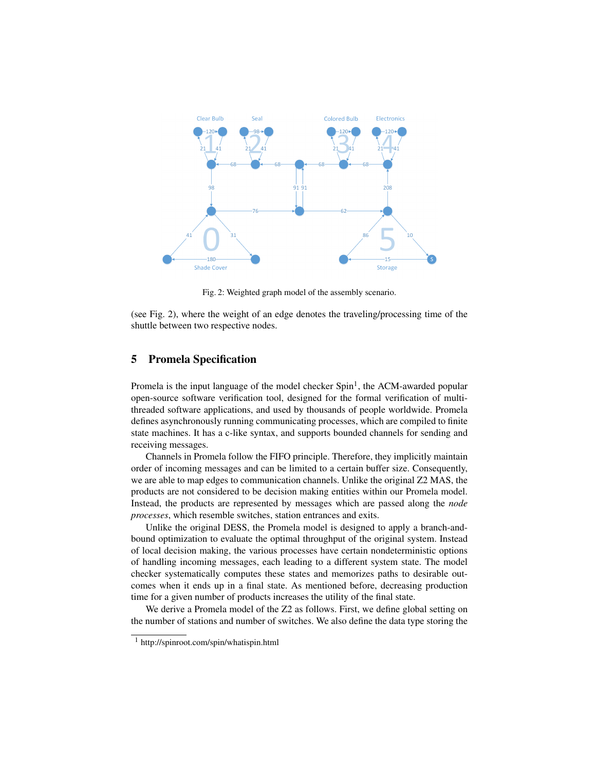Fig. 2: Weighted graph model of the assembly scenario.

(see Fig. 2), where the weight of an edge denotes the traveling/processing time of the shuttle between two respective nodes.

## 5 Promela Specification

Promela is the input language of the model checker Spin[1], the ACM-awarded popular open-source software verification tool, designed for the formal verification of multi-threaded software applications, and used by thousands of people worldwide. Promela defines asynchronously running communicating processes, which are compiled to finite state machines. It has a c-like syntax, and supports bounded channels for sending and receiving messages.

Channels in Promela follow the FIFO principle. Therefore, they implicitly maintain order of incoming messages and can be limited to a certain buffer size. Consequently, we are able to map edges to communication channels. Unlike the original Z2 MAS, the products are not considered to be decision making entities within our Promela model. Instead, the products are represented by messages which are passed along the *node processes*, which resemble switches, station entrances and exits.

Unlike the original DESS, the Promela model is designed to apply a branch-and-bound optimization to evaluate the optimal throughput of the original system. Instead of local decision making, the various processes have certain nondeterministic options of handling incoming messages, each leading to a different system state. The model checker systematically computes these states and memorizes paths to desirable outcomes when it ends up in a final state. As mentioned before, decreasing production time for a given number of products increases the utility of the final state.

We derive a Promela model of the Z2 as follows. First, we define global setting on the number of stations and number of switches. We also define the data type storing the

[1] http://spinroot.com/spin/whatispin.html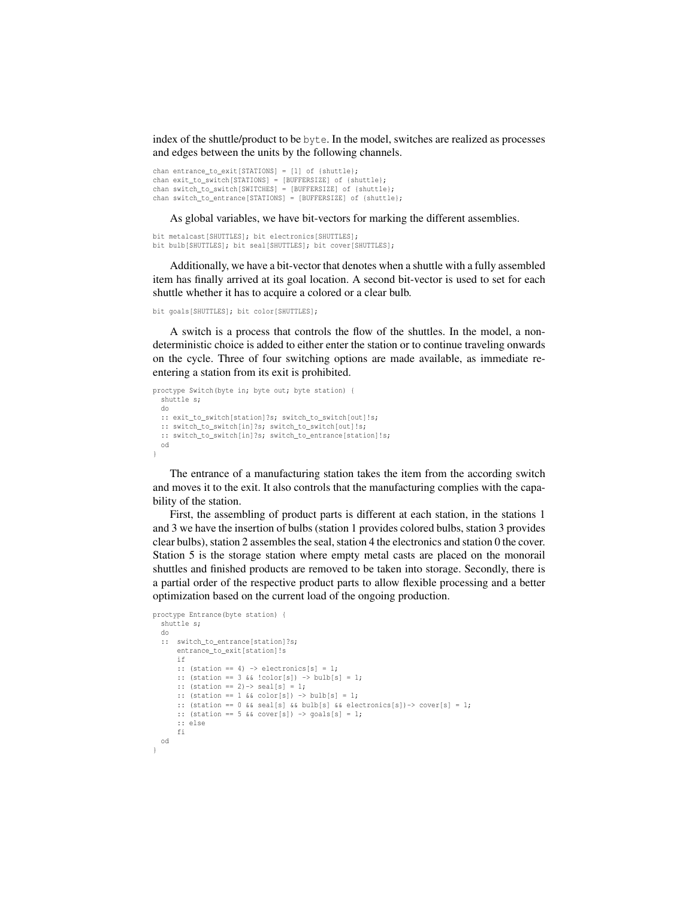index of the shuttle/product to be `byte`. In the model, switches are realized as processes and edges between the units by the following channels.

```
chan entrance_to_exit[STATIONS] = [1] of {shuttle};
chan exit_to_switch[STATIONS] = [BUFFERSIZE] of {shuttle};
chan switch_to_switch[SWITCHES] = [BUFFERSIZE] of {shuttle};
chan switch_to_entrance[STATIONS] = [BUFFERSIZE] of {shuttle};
```

As global variables, we have bit-vectors for marking the different assemblies.

```
bit metalcast[SHUTTLES]; bit electronics[SHUTTLES];
bit bulb[SHUTTLES]; bit seal[SHUTTLES]; bit cover[SHUTTLES];
```

Additionally, we have a bit-vector that denotes when a shuttle with a fully assembled item has finally arrived at its goal location. A second bit-vector is used to set for each shuttle whether it has to acquire a colored or a clear bulb.

```
bit goals[SHUTTLES]; bit color[SHUTTLES];
```

A switch is a process that controls the flow of the shuttles. In the model, a non-deterministic choice is added to either enter the station or to continue traveling onwards on the cycle. Three of four switching options are made available, as immediate re-entering a station from its exit is prohibited.

```
proctype Switch(byte in; byte out; byte station) {
  shuttle s;
  do
  :: exit_to_switch[station]?s; switch_to_switch[out]!s;
  :: switch_to_switch[in]?s; switch_to_switch[out]!s;
  :: switch_to_switch[in]?s; switch_to_entrance[station]!s;
  od
}
```

The entrance of a manufacturing station takes the item from the according switch and moves it to the exit. It also controls that the manufacturing complies with the capability of the station.

First, the assembling of product parts is different at each station, in the stations 1 and 3 we have the insertion of bulbs (station 1 provides colored bulbs, station 3 provides clear bulbs), station 2 assembles the seal, station 4 the electronics and station 0 the cover. Station 5 is the storage station where empty metal casts are placed on the monorail shuttles and finished products are removed to be taken into storage. Secondly, there is a partial order of the respective product parts to allow flexible processing and a better optimization based on the current load of the ongoing production.

```
proctype Entrance(byte station) {
  shuttle s;
  do
  ::  switch_to_entrance[station]?s;
      entrance_to_exit[station]!s
      if
      :: (station == 4) -> electronics[s] = 1;
      :: (station == 3 && !color[s]) -> bulb[s] = 1;
      :: (station == 2)-> seal[s] = 1;
      :: (station == 1 && color[s]) -> bulb[s] = 1;
      :: (station == 0 && seal[s] && bulb[s] && electronics[s])-> cover[s] = 1;
      :: (station == 5 && cover[s]) -> goals[s] = 1;
      :: else
      fi
  od
}
```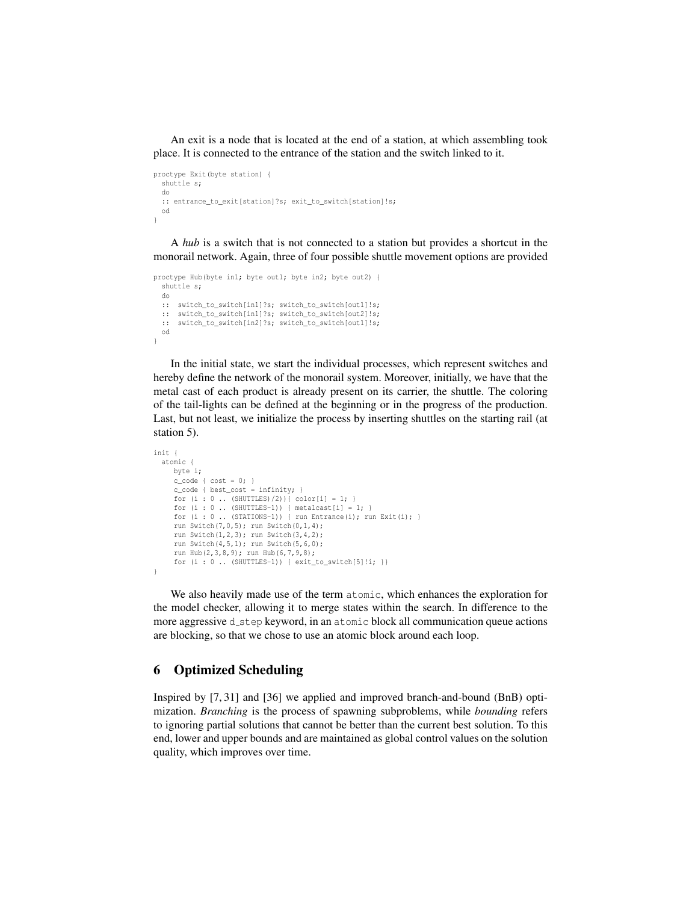An exit is a node that is located at the end of a station, at which assembling took place. It is connected to the entrance of the station and the switch linked to it.

```
proctype Exit(byte station) {
  shuttle s;
  do
  :: entrance_to_exit[station]?s; exit_to_switch[station]!s;
  od
}
```

A *hub* is a switch that is not connected to a station but provides a shortcut in the monorail network. Again, three of four possible shuttle movement options are provided

```
proctype Hub(byte in1; byte out1; byte in2; byte out2) {
  shuttle s;
  do
  ::  switch_to_switch[in1]?s; switch_to_switch[out1]!s;
  ::  switch_to_switch[in1]?s; switch_to_switch[out2]!s;
  ::  switch_to_switch[in2]?s; switch_to_switch[out1]!s;
  od
}
```

In the initial state, we start the individual processes, which represent switches and hereby define the network of the monorail system. Moreover, initially, we have that the metal cast of each product is already present on its carrier, the shuttle. The coloring of the tail-lights can be defined at the beginning or in the progress of the production. Last, but not least, we initialize the process by inserting shuttles on the starting rail (at station 5).

```
init {
  atomic {
     byte i;
     c_code { cost = 0; }
     c_code { best_cost = infinity; }
     for (i : 0 .. (SHUTTLES)/2)){ color[i] = 1; }
     for (i : 0 .. (SHUTTLES-1)) { metalcast[i] = 1; }
     for (i : 0 .. (STATIONS-1)) { run Entrance(i); run Exit(i); }
     run Switch(7,0,5); run Switch(0,1,4);
     run Switch(1,2,3); run Switch(3,4,2);
     run Switch(4,5,1); run Switch(5,6,0);
     run Hub(2,3,8,9); run Hub(6,7,9,8);
     for (i : 0 .. (SHUTTLES-1)) { exit_to_switch[5]!i; }}
}
```

We also heavily made use of the term `atomic`, which enhances the exploration for the model checker, allowing it to merge states within the search. In difference to the more aggressive `d_step` keyword, in an `atomic` block all communication queue actions are blocking, so that we chose to use an atomic block around each loop.

## 6 Optimized Scheduling

Inspired by [7, 31] and [36] we applied and improved branch-and-bound (BnB) optimization. *Branching* is the process of spawning subproblems, while *bounding* refers to ignoring partial solutions that cannot be better than the current best solution. To this end, lower and upper bounds and are maintained as global control values on the solution quality, which improves over time.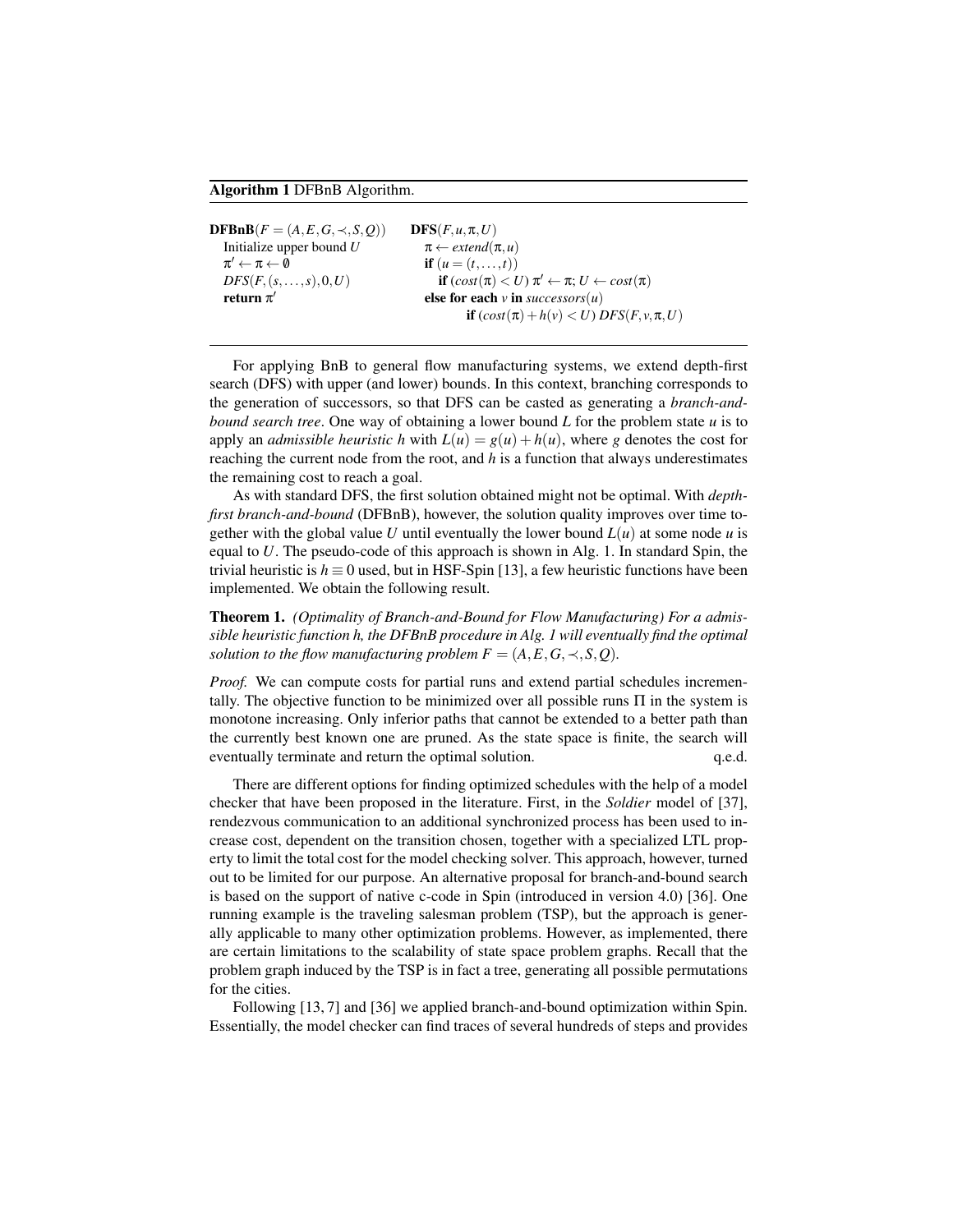**Algorithm 1** DFBnB Algorithm.

```
DFBnB(F = (A, E, G, ≺, S, Q))          DFS(F, u, π, U)
  Initialize upper bound U                π ← extend(π, u)
  π' ← π ← ∅                              if (u = (t, ..., t))
  DFS(F, (s, ..., s), 0, U)                  if (cost(π) < U) π' ← π; U ← cost(π)
  return π'                               else for each v in successors(u)
                                                 if (cost(π) + h(v) < U) DFS(F, v, π, U)
```

For applying BnB to general flow manufacturing systems, we extend depth-first search (DFS) with upper (and lower) bounds. In this context, branching corresponds to the generation of successors, so that DFS can be casted as generating a *branch-and-bound search tree*. One way of obtaining a lower bound $L$ for the problem state $u$ is to apply an *admissible heuristic* $h$ with $L(u) = g(u) + h(u)$, where $g$ denotes the cost for reaching the current node from the root, and $h$ is a function that always underestimates the remaining cost to reach a goal.

As with standard DFS, the first solution obtained might not be optimal. With *depth-first branch-and-bound* (DFBnB), however, the solution quality improves over time together with the global value $U$ until eventually the lower bound $L(u)$ at some node $u$ is equal to $U$. The pseudo-code of this approach is shown in Alg. 1. In standard Spin, the trivial heuristic is $h \equiv 0$ used, but in HSF-Spin [13], a few heuristic functions have been implemented. We obtain the following result.

**Theorem 1.** *(Optimality of Branch-and-Bound for Flow Manufacturing) For a admissible heuristic function h, the DFBnB procedure in Alg. 1 will eventually find the optimal solution to the flow manufacturing problem $F = (A, E, G, \prec, S, Q)$.*

*Proof.* We can compute costs for partial runs and extend partial schedules incrementally. The objective function to be minimized over all possible runs $\Pi$ in the system is monotone increasing. Only inferior paths that cannot be extended to a better path than the currently best known one are pruned. As the state space is finite, the search will eventually terminate and return the optimal solution. q.e.d.

There are different options for finding optimized schedules with the help of a model checker that have been proposed in the literature. First, in the *Soldier* model of [37], rendezvous communication to an additional synchronized process has been used to increase cost, dependent on the transition chosen, together with a specialized LTL property to limit the total cost for the model checking solver. This approach, however, turned out to be limited for our purpose. An alternative proposal for branch-and-bound search is based on the support of native c-code in Spin (introduced in version 4.0) [36]. One running example is the traveling salesman problem (TSP), but the approach is generally applicable to many other optimization problems. However, as implemented, there are certain limitations to the scalability of state space problem graphs. Recall that the problem graph induced by the TSP is in fact a tree, generating all possible permutations for the cities.

Following [13, 7] and [36] we applied branch-and-bound optimization within Spin. Essentially, the model checker can find traces of several hundreds of steps and provides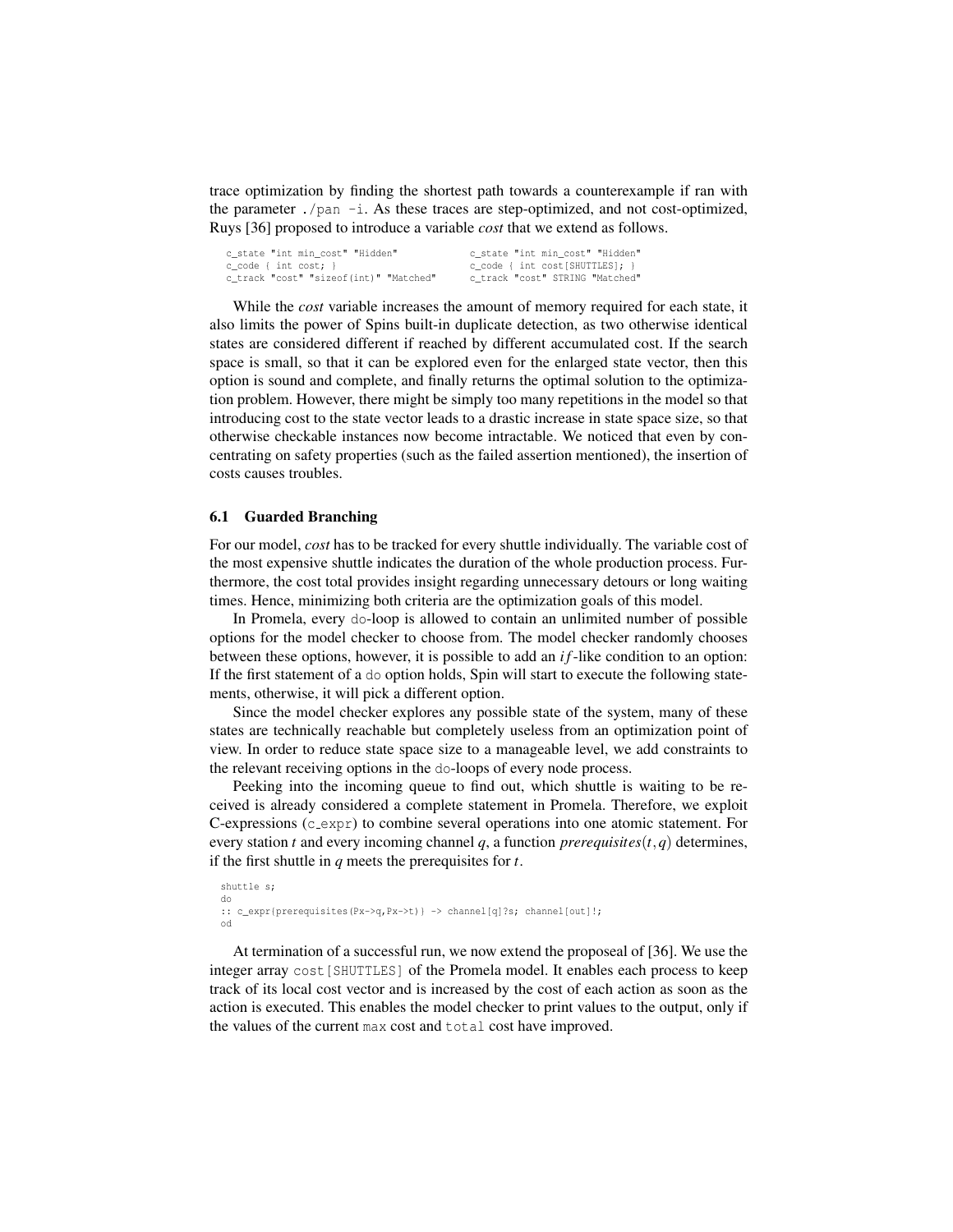trace optimization by finding the shortest path towards a counterexample if ran with the parameter `./pan -i`. As these traces are step-optimized, and not cost-optimized, Ruys [36] proposed to introduce a variable *cost* that we extend as follows.

```
c_state "int min_cost" "Hidden"
c_code { int cost; }
c_track "cost" "sizeof(int)" "Matched"
```

```
c_state "int min_cost" "Hidden"
c_code { int cost[SHUTTLES]; }
c_track "cost" STRING "Matched"
```

While the *cost* variable increases the amount of memory required for each state, it also limits the power of Spins built-in duplicate detection, as two otherwise identical states are considered different if reached by different accumulated cost. If the search space is small, so that it can be explored even for the enlarged state vector, then this option is sound and complete, and finally returns the optimal solution to the optimization problem. However, there might be simply too many repetitions in the model so that introducing cost to the state vector leads to a drastic increase in state space size, so that otherwise checkable instances now become intractable. We noticed that even by concentrating on safety properties (such as the failed assertion mentioned), the insertion of costs causes troubles.

### 6.1 Guarded Branching

For our model, *cost* has to be tracked for every shuttle individually. The variable cost of the most expensive shuttle indicates the duration of the whole production process. Furthermore, the cost total provides insight regarding unnecessary detours or long waiting times. Hence, minimizing both criteria are the optimization goals of this model.

In Promela, every `do`-loop is allowed to contain an unlimited number of possible options for the model checker to choose from. The model checker randomly chooses between these options, however, it is possible to add an *if*-like condition to an option: If the first statement of a `do` option holds, Spin will start to execute the following statements, otherwise, it will pick a different option.

Since the model checker explores any possible state of the system, many of these states are technically reachable but completely useless from an optimization point of view. In order to reduce state space size to a manageable level, we add constraints to the relevant receiving options in the `do`-loops of every node process.

Peeking into the incoming queue to find out, which shuttle is waiting to be received is already considered a complete statement in Promela. Therefore, we exploit C-expressions (`c_expr`) to combine several operations into one atomic statement. For every station $t$ and every incoming channel $q$, a function $prerequisites(t,q)$ determines, if the first shuttle in $q$ meets the prerequisites for $t$.

```
shuttle s;
do
:: c_expr(prerequisites(Px->q,Px->t)) -> channel[q]?s; channel[out]!;
od
```

At termination of a successful run, we now extend the proposeal of [36]. We use the integer array `cost[SHUTTLES]` of the Promela model. It enables each process to keep track of its local cost vector and is increased by the cost of each action as soon as the action is executed. This enables the model checker to print values to the output, only if the values of the current `max` cost and `total` cost have improved.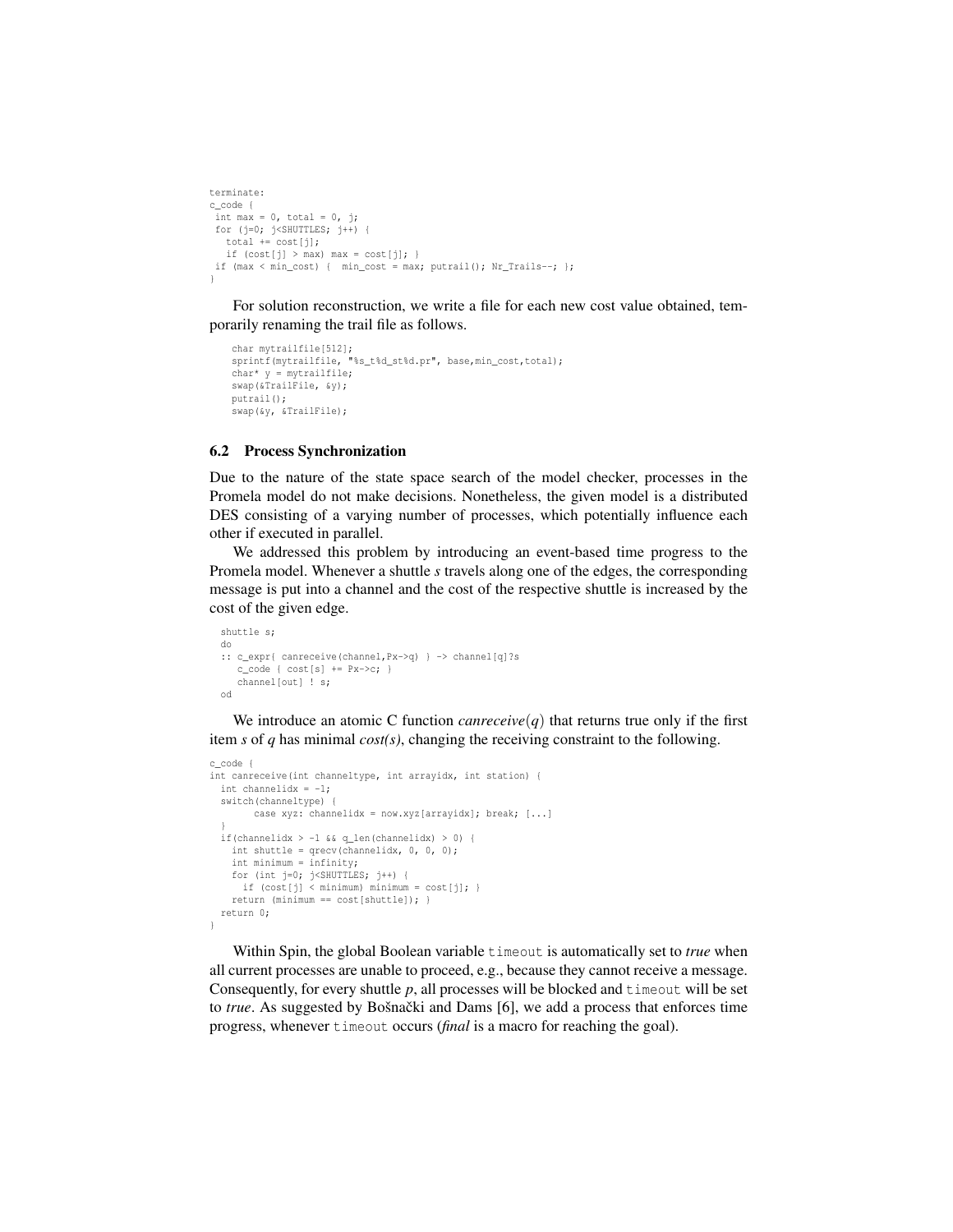```
terminate:
c_code {
 int max = 0, total = 0, j;
 for (j=0; j<SHUTTLES; j++) {
   total += cost[j];
   if (cost[j] > max) max = cost[j]; }
 if (max < min_cost) {  min_cost = max; putrail(); Nr_Trails--; };
}
```

For solution reconstruction, we write a file for each new cost value obtained, temporarily renaming the trail file as follows.

```
    char mytrailfile[512];
    sprintf(mytrailfile, "%s_t%d_st%d.pr", base,min_cost,total);
    char* y = mytrailfile;
    swap(&TrailFile, &y);
    putrail();
    swap(&y, &TrailFile);
```

### 6.2 Process Synchronization

Due to the nature of the state space search of the model checker, processes in the Promela model do not make decisions. Nonetheless, the given model is a distributed DES consisting of a varying number of processes, which potentially influence each other if executed in parallel.

We addressed this problem by introducing an event-based time progress to the Promela model. Whenever a shuttle *s* travels along one of the edges, the corresponding message is put into a channel and the cost of the respective shuttle is increased by the cost of the given edge.

```
  shuttle s;
  do
  :: c_expr{ canreceive(channel,Px->q) } -> channel[q]?s
     c_code { cost[s] += Px->c; }
     channel[out] ! s;
  od
```

We introduce an atomic C function *canreceive*$(q)$ that returns true only if the first item *s* of *q* has minimal *cost(s)*, changing the receiving constraint to the following.

```
c_code {
int canreceive(int channeltype, int arrayidx, int station) {
  int channelidx = -1;
  switch(channeltype) {
        case xyz: channelidx = now.xyz[arrayidx]; break; [...]
  }
  if(channelidx > -1 && q_len(channelidx) > 0) {
    int shuttle = qrecv(channelidx, 0, 0, 0);
    int minimum = infinity;
    for (int j=0; j<SHUTTLES; j++) {
      if (cost[j] < minimum) minimum = cost[j]; }
    return (minimum == cost[shuttle]); }
  return 0;
}
```

Within Spin, the global Boolean variable `timeout` is automatically set to *true* when all current processes are unable to proceed, e.g., because they cannot receive a message. Consequently, for every shuttle *p*, all processes will be blocked and `timeout` will be set to *true*. As suggested by Bošnački and Dams [6], we add a process that enforces time progress, whenever `timeout` occurs (*final* is a macro for reaching the goal).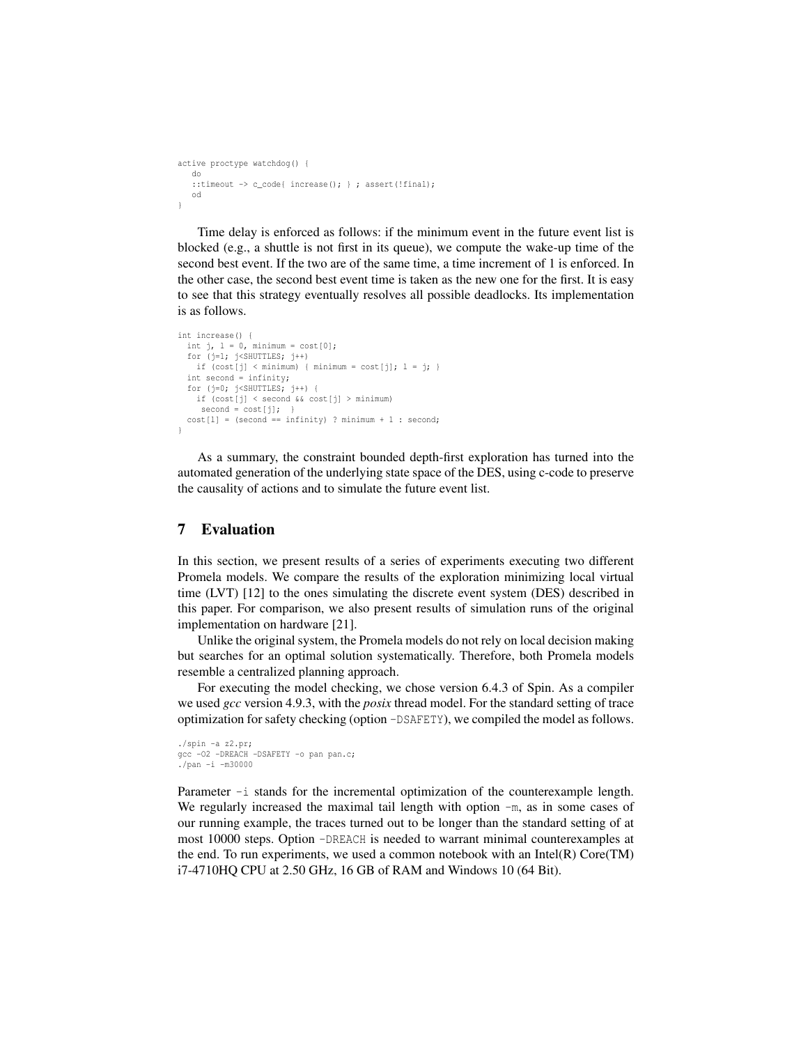```
active proctype watchdog() {
   do
   ::timeout -> c_code{ increase(); } ; assert(!final);
   od
}
```

Time delay is enforced as follows: if the minimum event in the future event list is blocked (e.g., a shuttle is not first in its queue), we compute the wake-up time of the second best event. If the two are of the same time, a time increment of 1 is enforced. In the other case, the second best event time is taken as the new one for the first. It is easy to see that this strategy eventually resolves all possible deadlocks. Its implementation is as follows.

```
int increase() {
  int j, l = 0, minimum = cost[0];
  for (j=1; j<SHUTTLES; j++)
    if (cost[j] < minimum) { minimum = cost[j]; l = j; }
  int second = infinity;
  for (j=0; j<SHUTTLES; j++) {
    if (cost[j] < second && cost[j] > minimum)
     second = cost[j];  }
  cost[l] = (second == infinity) ? minimum + 1 : second;
}
```

As a summary, the constraint bounded depth-first exploration has turned into the automated generation of the underlying state space of the DES, using c-code to preserve the causality of actions and to simulate the future event list.

## 7 Evaluation

In this section, we present results of a series of experiments executing two different Promela models. We compare the results of the exploration minimizing local virtual time (LVT) [12] to the ones simulating the discrete event system (DES) described in this paper. For comparison, we also present results of simulation runs of the original implementation on hardware [21].

Unlike the original system, the Promela models do not rely on local decision making but searches for an optimal solution systematically. Therefore, both Promela models resemble a centralized planning approach.

For executing the model checking, we chose version 6.4.3 of Spin. As a compiler we used *gcc* version 4.9.3, with the *posix* thread model. For the standard setting of trace optimization for safety checking (option `-DSAFETY`), we compiled the model as follows.

```
./spin -a z2.pr;
gcc -O2 -DREACH -DSAFETY -o pan pan.c;
./pan -i -m30000
```

Parameter `-i` stands for the incremental optimization of the counterexample length. We regularly increased the maximal tail length with option `-m`, as in some cases of our running example, the traces turned out to be longer than the standard setting of at most 10000 steps. Option `-DREACH` is needed to warrant minimal counterexamples at the end. To run experiments, we used a common notebook with an Intel(R) Core(TM) i7-4710HQ CPU at 2.50 GHz, 16 GB of RAM and Windows 10 (64 Bit).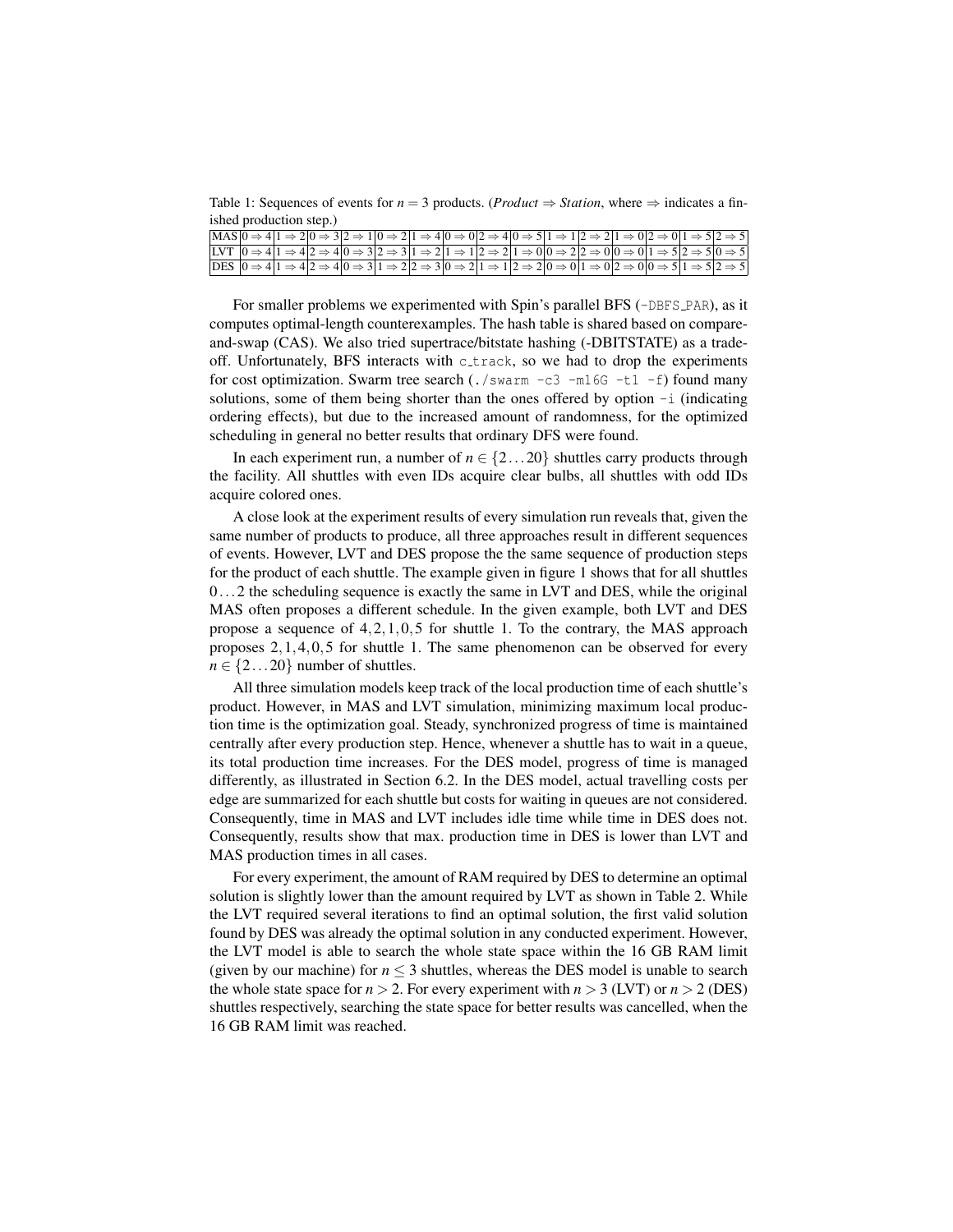Table 1: Sequences of events for $n = 3$ products. (*Product* $\Rightarrow$ *Station*, where $\Rightarrow$ indicates a finished production step.)

| | | | | | | | | | | | | | | | | | |
|---|---|---|---|---|---|---|---|---|---|---|---|---|---|---|---|---|---|
| MAS | $0 \Rightarrow 4$ | $1 \Rightarrow 2$ | $0 \Rightarrow 3$ | $2 \Rightarrow 1$ | $0 \Rightarrow 2$ | $1 \Rightarrow 4$ | $0 \Rightarrow 0$ | $2 \Rightarrow 4$ | $0 \Rightarrow 5$ | $1 \Rightarrow 1$ | $2 \Rightarrow 2$ | $1 \Rightarrow 0$ | $2 \Rightarrow 0$ | $1 \Rightarrow 5$ | $2 \Rightarrow 5$ | | |
| LVT | $0 \Rightarrow 4$ | $1 \Rightarrow 4$ | $2 \Rightarrow 4$ | $0 \Rightarrow 3$ | $2 \Rightarrow 3$ | $1 \Rightarrow 2$ | $1 \Rightarrow 1$ | $2 \Rightarrow 2$ | $1 \Rightarrow 0$ | $0 \Rightarrow 2$ | $2 \Rightarrow 0$ | $0 \Rightarrow 0$ | $1 \Rightarrow 5$ | $2 \Rightarrow 5$ | $0 \Rightarrow 5$ | | |
| DES | $0 \Rightarrow 4$ | $1 \Rightarrow 4$ | $2 \Rightarrow 4$ | $0 \Rightarrow 3$ | $1 \Rightarrow 2$ | $2 \Rightarrow 3$ | $0 \Rightarrow 2$ | $1 \Rightarrow 1$ | $2 \Rightarrow 2$ | $0 \Rightarrow 0$ | $1 \Rightarrow 0$ | $2 \Rightarrow 0$ | $0 \Rightarrow 5$ | $1 \Rightarrow 5$ | $2 \Rightarrow 5$ | | |

For smaller problems we experimented with Spin's parallel BFS (`-DBFS_PAR`), as it computes optimal-length counterexamples. The hash table is shared based on compare-and-swap (CAS). We also tried supertrace/bitstate hashing (-DBITSTATE) as a trade-off. Unfortunately, BFS interacts with `c_track`, so we had to drop the experiments for cost optimization. Swarm tree search (`./swarm -c3 -m16G -t1 -f`) found many solutions, some of them being shorter than the ones offered by option `-i` (indicating ordering effects), but due to the increased amount of randomness, for the optimized scheduling in general no better results that ordinary DFS were found.

In each experiment run, a number of $n \in \{2 \dots 20\}$ shuttles carry products through the facility. All shuttles with even IDs acquire clear bulbs, all shuttles with odd IDs acquire colored ones.

A close look at the experiment results of every simulation run reveals that, given the same number of products to produce, all three approaches result in different sequences of events. However, LVT and DES propose the the same sequence of production steps for the product of each shuttle. The example given in figure 1 shows that for all shuttles $0 \dots 2$ the scheduling sequence is exactly the same in LVT and DES, while the original MAS often proposes a different schedule. In the given example, both LVT and DES propose a sequence of $4,2,1,0,5$ for shuttle 1. To the contrary, the MAS approach proposes $2,1,4,0,5$ for shuttle 1. The same phenomenon can be observed for every $n \in \{2 \dots 20\}$ number of shuttles.

All three simulation models keep track of the local production time of each shuttle's product. However, in MAS and LVT simulation, minimizing maximum local production time is the optimization goal. Steady, synchronized progress of time is maintained centrally after every production step. Hence, whenever a shuttle has to wait in a queue, its total production time increases. For the DES model, progress of time is managed differently, as illustrated in Section 6.2. In the DES model, actual travelling costs per edge are summarized for each shuttle but costs for waiting in queues are not considered. Consequently, time in MAS and LVT includes idle time while time in DES does not. Consequently, results show that max. production time in DES is lower than LVT and MAS production times in all cases.

For every experiment, the amount of RAM required by DES to determine an optimal solution is slightly lower than the amount required by LVT as shown in Table 2. While the LVT required several iterations to find an optimal solution, the first valid solution found by DES was already the optimal solution in any conducted experiment. However, the LVT model is able to search the whole state space within the 16 GB RAM limit (given by our machine) for $n \leq 3$ shuttles, whereas the DES model is unable to search the whole state space for $n > 2$. For every experiment with $n > 3$ (LVT) or $n > 2$ (DES) shuttles respectively, searching the state space for better results was cancelled, when the 16 GB RAM limit was reached.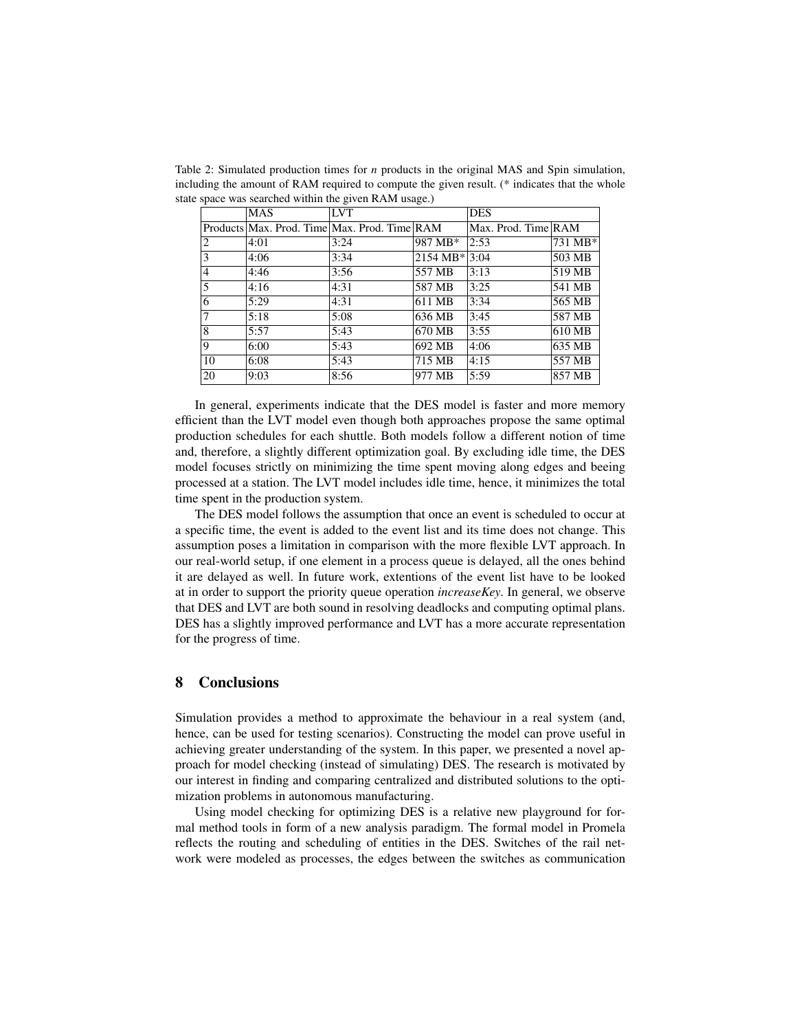Table 2: Simulated production times for *n* products in the original MAS and Spin simulation, including the amount of RAM required to compute the given result. (* indicates that the whole state space was searched within the given RAM usage.)

| | MAS | LVT | | DES | |
|---|---|---|---|---|---|
| Products | Max. Prod. Time | Max. Prod. Time | RAM | Max. Prod. Time | RAM |
| 2 | 4:01 | 3:24 | 987 MB* | 2:53 | 731 MB* |
| 3 | 4:06 | 3:34 | 2154 MB* | 3:04 | 503 MB |
| 4 | 4:46 | 3:56 | 557 MB | 3:13 | 519 MB |
| 5 | 4:16 | 4:31 | 587 MB | 3:25 | 541 MB |
| 6 | 5:29 | 4:31 | 611 MB | 3:34 | 565 MB |
| 7 | 5:18 | 5:08 | 636 MB | 3:45 | 587 MB |
| 8 | 5:57 | 5:43 | 670 MB | 3:55 | 610 MB |
| 9 | 6:00 | 5:43 | 692 MB | 4:06 | 635 MB |
| 10 | 6:08 | 5:43 | 715 MB | 4:15 | 557 MB |
| 20 | 9:03 | 8:56 | 977 MB | 5:59 | 857 MB |

In general, experiments indicate that the DES model is faster and more memory efficient than the LVT model even though both approaches propose the same optimal production schedules for each shuttle. Both models follow a different notion of time and, therefore, a slightly different optimization goal. By excluding idle time, the DES model focuses strictly on minimizing the time spent moving along edges and beeing processed at a station. The LVT model includes idle time, hence, it minimizes the total time spent in the production system.

The DES model follows the assumption that once an event is scheduled to occur at a specific time, the event is added to the event list and its time does not change. This assumption poses a limitation in comparison with the more flexible LVT approach. In our real-world setup, if one element in a process queue is delayed, all the ones behind it are delayed as well. In future work, extentions of the event list have to be looked at in order to support the priority queue operation *increaseKey*. In general, we observe that DES and LVT are both sound in resolving deadlocks and computing optimal plans. DES has a slightly improved performance and LVT has a more accurate representation for the progress of time.

## 8 Conclusions

Simulation provides a method to approximate the behaviour in a real system (and, hence, can be used for testing scenarios). Constructing the model can prove useful in achieving greater understanding of the system. In this paper, we presented a novel approach for model checking (instead of simulating) DES. The research is motivated by our interest in finding and comparing centralized and distributed solutions to the optimization problems in autonomous manufacturing.

Using model checking for optimizing DES is a relative new playground for formal method tools in form of a new analysis paradigm. The formal model in Promela reflects the routing and scheduling of entities in the DES. Switches of the rail network were modeled as processes, the edges between the switches as communication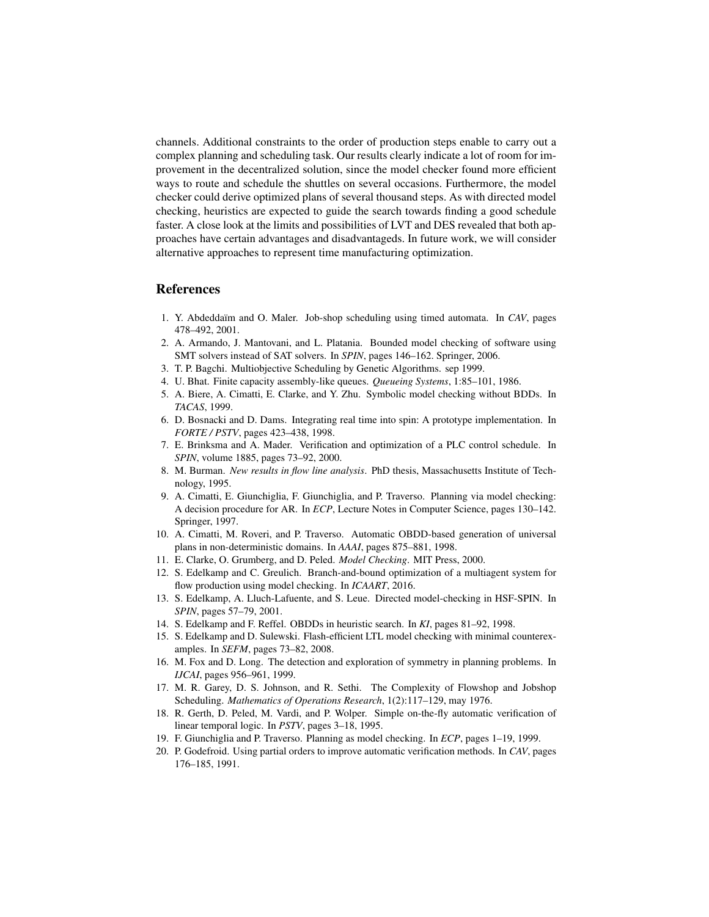channels. Additional constraints to the order of production steps enable to carry out a complex planning and scheduling task. Our results clearly indicate a lot of room for improvement in the decentralized solution, since the model checker found more efficient ways to route and schedule the shuttles on several occasions. Furthermore, the model checker could derive optimized plans of several thousand steps. As with directed model checking, heuristics are expected to guide the search towards finding a good schedule faster. A close look at the limits and possibilities of LVT and DES revealed that both approaches have certain advantages and disadvantageds. In future work, we will consider alternative approaches to represent time manufacturing optimization.

## References

1. Y. Abdeddaïm and O. Maler. Job-shop scheduling using timed automata. In *CAV*, pages 478–492, 2001.
2. A. Armando, J. Mantovani, and L. Platania. Bounded model checking of software using SMT solvers instead of SAT solvers. In *SPIN*, pages 146–162. Springer, 2006.
3. T. P. Bagchi. Multiobjective Scheduling by Genetic Algorithms. sep 1999.
4. U. Bhat. Finite capacity assembly-like queues. *Queueing Systems*, 1:85–101, 1986.
5. A. Biere, A. Cimatti, E. Clarke, and Y. Zhu. Symbolic model checking without BDDs. In *TACAS*, 1999.
6. D. Bosnacki and D. Dams. Integrating real time into spin: A prototype implementation. In *FORTE / PSTV*, pages 423–438, 1998.
7. E. Brinksma and A. Mader. Verification and optimization of a PLC control schedule. In *SPIN*, volume 1885, pages 73–92, 2000.
8. M. Burman. *New results in flow line analysis*. PhD thesis, Massachusetts Institute of Technology, 1995.
9. A. Cimatti, E. Giunchiglia, F. Giunchiglia, and P. Traverso. Planning via model checking: A decision procedure for AR. In *ECP*, Lecture Notes in Computer Science, pages 130–142. Springer, 1997.
10. A. Cimatti, M. Roveri, and P. Traverso. Automatic OBDD-based generation of universal plans in non-deterministic domains. In *AAAI*, pages 875–881, 1998.
11. E. Clarke, O. Grumberg, and D. Peled. *Model Checking*. MIT Press, 2000.
12. S. Edelkamp and C. Greulich. Branch-and-bound optimization of a multiagent system for flow production using model checking. In *ICAART*, 2016.
13. S. Edelkamp, A. Lluch-Lafuente, and S. Leue. Directed model-checking in HSF-SPIN. In *SPIN*, pages 57–79, 2001.
14. S. Edelkamp and F. Reffel. OBDDs in heuristic search. In *KI*, pages 81–92, 1998.
15. S. Edelkamp and D. Sulewski. Flash-efficient LTL model checking with minimal counterexamples. In *SEFM*, pages 73–82, 2008.
16. M. Fox and D. Long. The detection and exploration of symmetry in planning problems. In *IJCAI*, pages 956–961, 1999.
17. M. R. Garey, D. S. Johnson, and R. Sethi. The Complexity of Flowshop and Jobshop Scheduling. *Mathematics of Operations Research*, 1(2):117–129, may 1976.
18. R. Gerth, D. Peled, M. Vardi, and P. Wolper. Simple on-the-fly automatic verification of linear temporal logic. In *PSTV*, pages 3–18, 1995.
19. F. Giunchiglia and P. Traverso. Planning as model checking. In *ECP*, pages 1–19, 1999.
20. P. Godefroid. Using partial orders to improve automatic verification methods. In *CAV*, pages 176–185, 1991.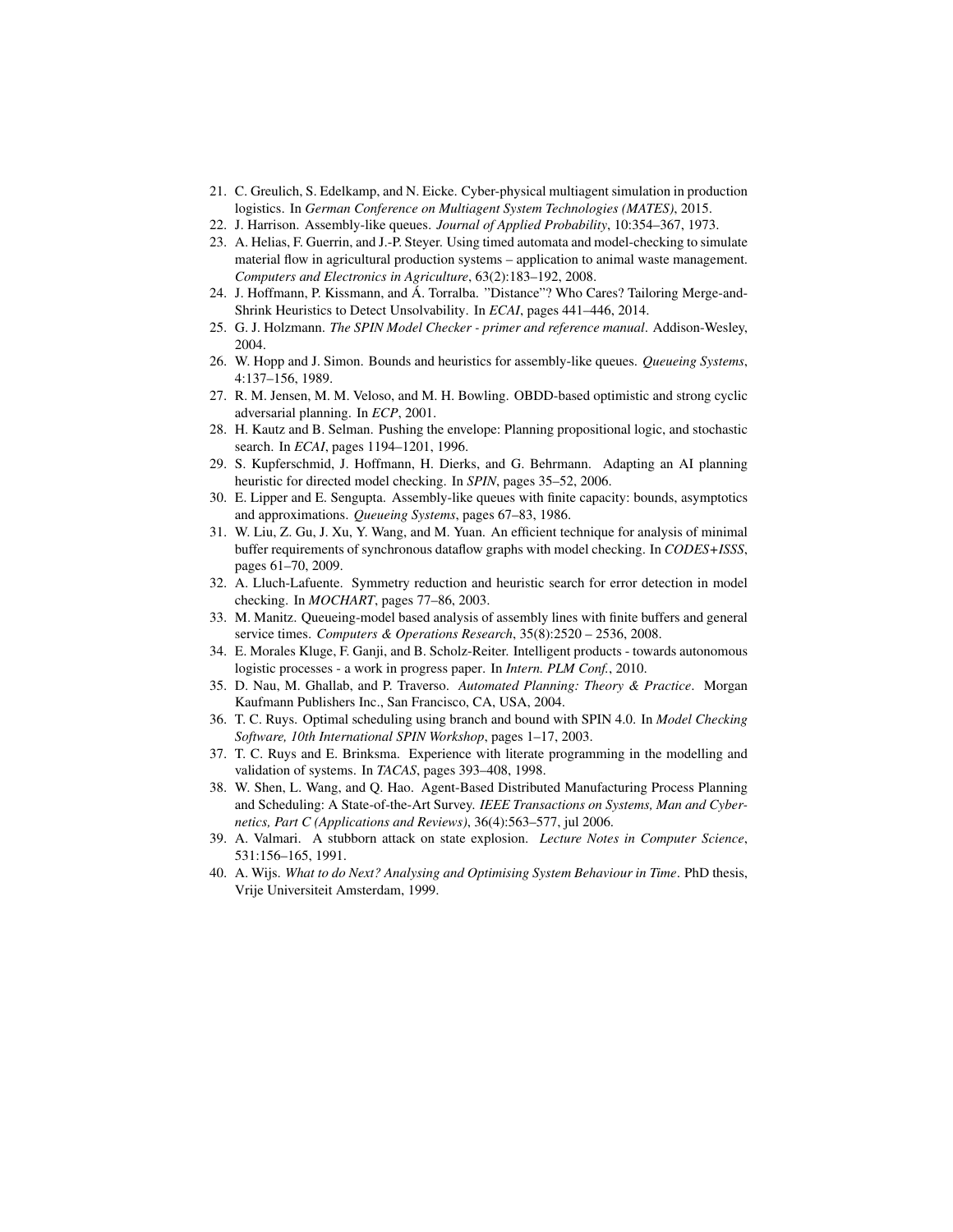21. C. Greulich, S. Edelkamp, and N. Eicke. Cyber-physical multiagent simulation in production logistics. In *German Conference on Multiagent System Technologies (MATES)*, 2015.
22. J. Harrison. Assembly-like queues. *Journal of Applied Probability*, 10:354–367, 1973.
23. A. Helias, F. Guerrin, and J.-P. Steyer. Using timed automata and model-checking to simulate material flow in agricultural production systems – application to animal waste management. *Computers and Electronics in Agriculture*, 63(2):183–192, 2008.
24. J. Hoffmann, P. Kissmann, and Á. Torralba. "Distance"? Who Cares? Tailoring Merge-and-Shrink Heuristics to Detect Unsolvability. In *ECAI*, pages 441–446, 2014.
25. G. J. Holzmann. *The SPIN Model Checker - primer and reference manual*. Addison-Wesley, 2004.
26. W. Hopp and J. Simon. Bounds and heuristics for assembly-like queues. *Queueing Systems*, 4:137–156, 1989.
27. R. M. Jensen, M. M. Veloso, and M. H. Bowling. OBDD-based optimistic and strong cyclic adversarial planning. In *ECP*, 2001.
28. H. Kautz and B. Selman. Pushing the envelope: Planning propositional logic, and stochastic search. In *ECAI*, pages 1194–1201, 1996.
29. S. Kupferschmid, J. Hoffmann, H. Dierks, and G. Behrmann. Adapting an AI planning heuristic for directed model checking. In *SPIN*, pages 35–52, 2006.
30. E. Lipper and E. Sengupta. Assembly-like queues with finite capacity: bounds, asymptotics and approximations. *Queueing Systems*, pages 67–83, 1986.
31. W. Liu, Z. Gu, J. Xu, Y. Wang, and M. Yuan. An efficient technique for analysis of minimal buffer requirements of synchronous dataflow graphs with model checking. In *CODES+ISSS*, pages 61–70, 2009.
32. A. Lluch-Lafuente. Symmetry reduction and heuristic search for error detection in model checking. In *MOCHART*, pages 77–86, 2003.
33. M. Manitz. Queueing-model based analysis of assembly lines with finite buffers and general service times. *Computers & Operations Research*, 35(8):2520 – 2536, 2008.
34. E. Morales Kluge, F. Ganji, and B. Scholz-Reiter. Intelligent products - towards autonomous logistic processes - a work in progress paper. In *Intern. PLM Conf.*, 2010.
35. D. Nau, M. Ghallab, and P. Traverso. *Automated Planning: Theory & Practice*. Morgan Kaufmann Publishers Inc., San Francisco, CA, USA, 2004.
36. T. C. Ruys. Optimal scheduling using branch and bound with SPIN 4.0. In *Model Checking Software, 10th International SPIN Workshop*, pages 1–17, 2003.
37. T. C. Ruys and E. Brinksma. Experience with literate programming in the modelling and validation of systems. In *TACAS*, pages 393–408, 1998.
38. W. Shen, L. Wang, and Q. Hao. Agent-Based Distributed Manufacturing Process Planning and Scheduling: A State-of-the-Art Survey. *IEEE Transactions on Systems, Man and Cybernetics, Part C (Applications and Reviews)*, 36(4):563–577, jul 2006.
39. A. Valmari. A stubborn attack on state explosion. *Lecture Notes in Computer Science*, 531:156–165, 1991.
40. A. Wijs. *What to do Next? Analysing and Optimising System Behaviour in Time*. PhD thesis, Vrije Universiteit Amsterdam, 1999.